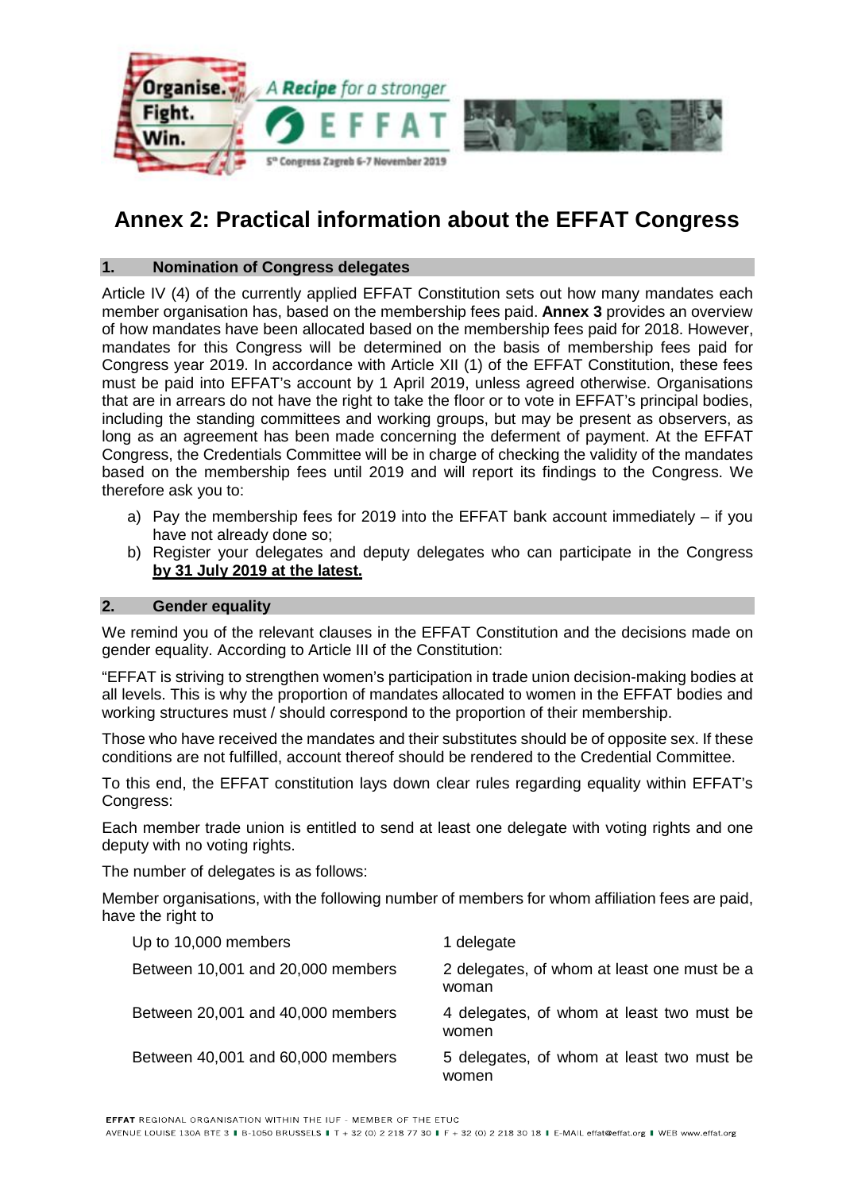# Annex 2: Practical information about the EFFAT Congress

## 1. Nomination of Congress delegates

Article IV (4) of the currently applied EFFAT Constitution sets out how many mandates each member organisation has, based on the membership fees paid. **Annex 3** provides an overview of how mandates have been allocated based on the membership fees paid for 2018. However, mandates for this Congress will be determined on the basis of membership fees paid for Congress year 2019. In accordance with Article XII (1) of the EFFAT Constitution, these fees must be paid into EFFAT's account by 1 April 2019, unless agreed otherwise. Organisations that are in arrears do not have the right to take the floor or to vote in EFFAT's principal bodies, including the standing committees and working groups, but may be present as observers, as long as an agreement has been made concerning the deferment of payment. At the EFFAT Congress, the Credentials Committee will be in charge of checking the validity of the mandates based on the membership fees until 2019 and will report its findings to the Congress. We therefore ask you to:

a) Pay the membership fees for 2019 into the EFFAT bank account immediately – if you have not already done so;
b) Register your delegates and deputy delegates who can participate in the Congress **by 31 July 2019 at the latest.**

## 2. Gender equality

We remind you of the relevant clauses in the EFFAT Constitution and the decisions made on gender equality. According to Article III of the Constitution:

"EFFAT is striving to strengthen women's participation in trade union decision-making bodies at all levels. This is why the proportion of mandates allocated to women in the EFFAT bodies and working structures must / should correspond to the proportion of their membership.

Those who have received the mandates and their substitutes should be of opposite sex. If these conditions are not fulfilled, account thereof should be rendered to the Credential Committee.

To this end, the EFFAT constitution lays down clear rules regarding equality within EFFAT's Congress:

Each member trade union is entitled to send at least one delegate with voting rights and one deputy with no voting rights.

The number of delegates is as follows:

Member organisations, with the following number of members for whom affiliation fees are paid, have the right to

| | |
|---|---|
| Up to 10,000 members | 1 delegate |
| Between 10,001 and 20,000 members | 2 delegates, of whom at least one must be a woman |
| Between 20,001 and 40,000 members | 4 delegates, of whom at least two must be women |
| Between 40,001 and 60,000 members | 5 delegates, of whom at least two must be women |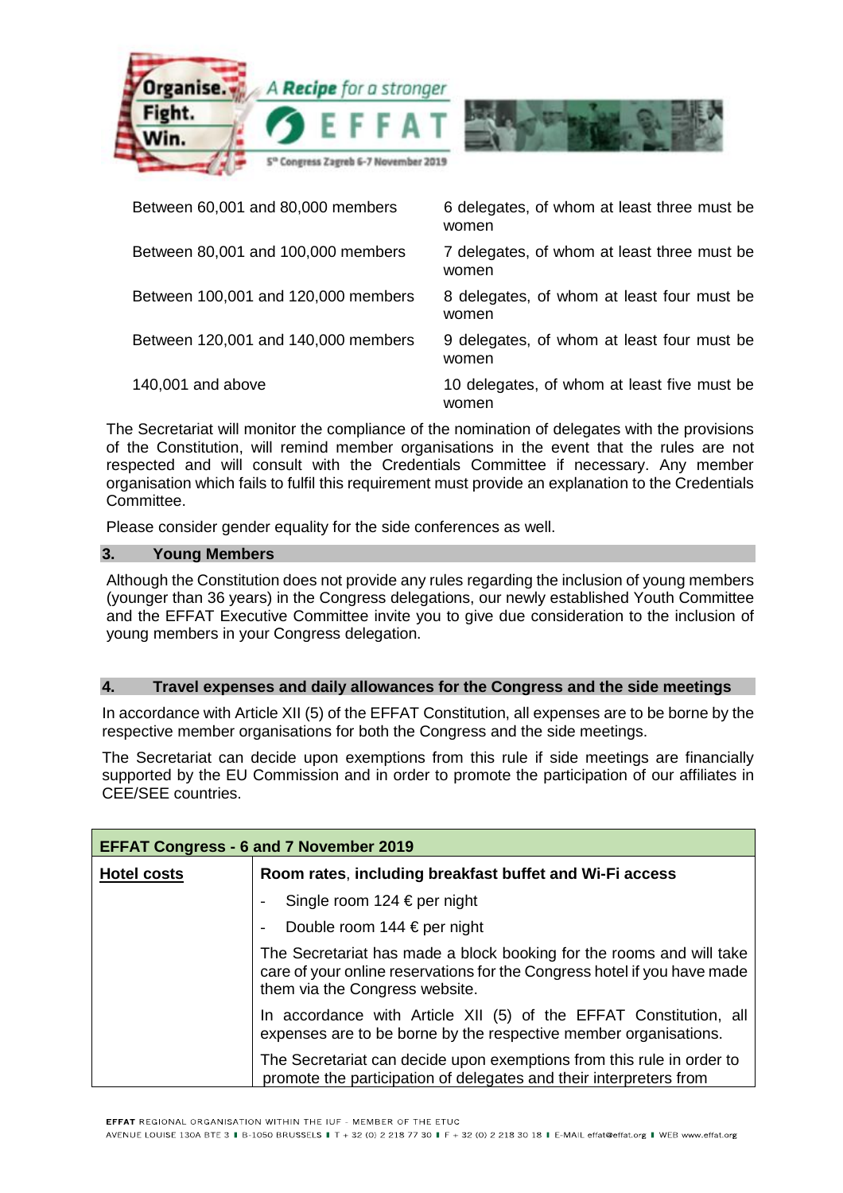| | |
|---|---|
| Between 60,001 and 80,000 members | 6 delegates, of whom at least three must be women |
| Between 80,001 and 100,000 members | 7 delegates, of whom at least three must be women |
| Between 100,001 and 120,000 members | 8 delegates, of whom at least four must be women |
| Between 120,001 and 140,000 members | 9 delegates, of whom at least four must be women |
| 140,001 and above | 10 delegates, of whom at least five must be women |

The Secretariat will monitor the compliance of the nomination of delegates with the provisions of the Constitution, will remind member organisations in the event that the rules are not respected and will consult with the Credentials Committee if necessary. Any member organisation which fails to fulfil this requirement must provide an explanation to the Credentials Committee.

Please consider gender equality for the side conferences as well.

## 3. Young Members

Although the Constitution does not provide any rules regarding the inclusion of young members (younger than 36 years) in the Congress delegations, our newly established Youth Committee and the EFFAT Executive Committee invite you to give due consideration to the inclusion of young members in your Congress delegation.

## 4. Travel expenses and daily allowances for the Congress and the side meetings

In accordance with Article XII (5) of the EFFAT Constitution, all expenses are to be borne by the respective member organisations for both the Congress and the side meetings.

The Secretariat can decide upon exemptions from this rule if side meetings are financially supported by the EU Commission and in order to promote the participation of our affiliates in CEE/SEE countries.

| **EFFAT Congress - 6 and 7 November 2019** | |
|---|---|
| **Hotel costs** | **Room rates, including breakfast buffet and Wi-Fi access**<br>- Single room 124 € per night<br>- Double room 144 € per night<br><br>The Secretariat has made a block booking for the rooms and will take care of your online reservations for the Congress hotel if you have made them via the Congress website.<br><br>In accordance with Article XII (5) of the EFFAT Constitution, all expenses are to be borne by the respective member organisations.<br><br>The Secretariat can decide upon exemptions from this rule in order to promote the participation of delegates and their interpreters from |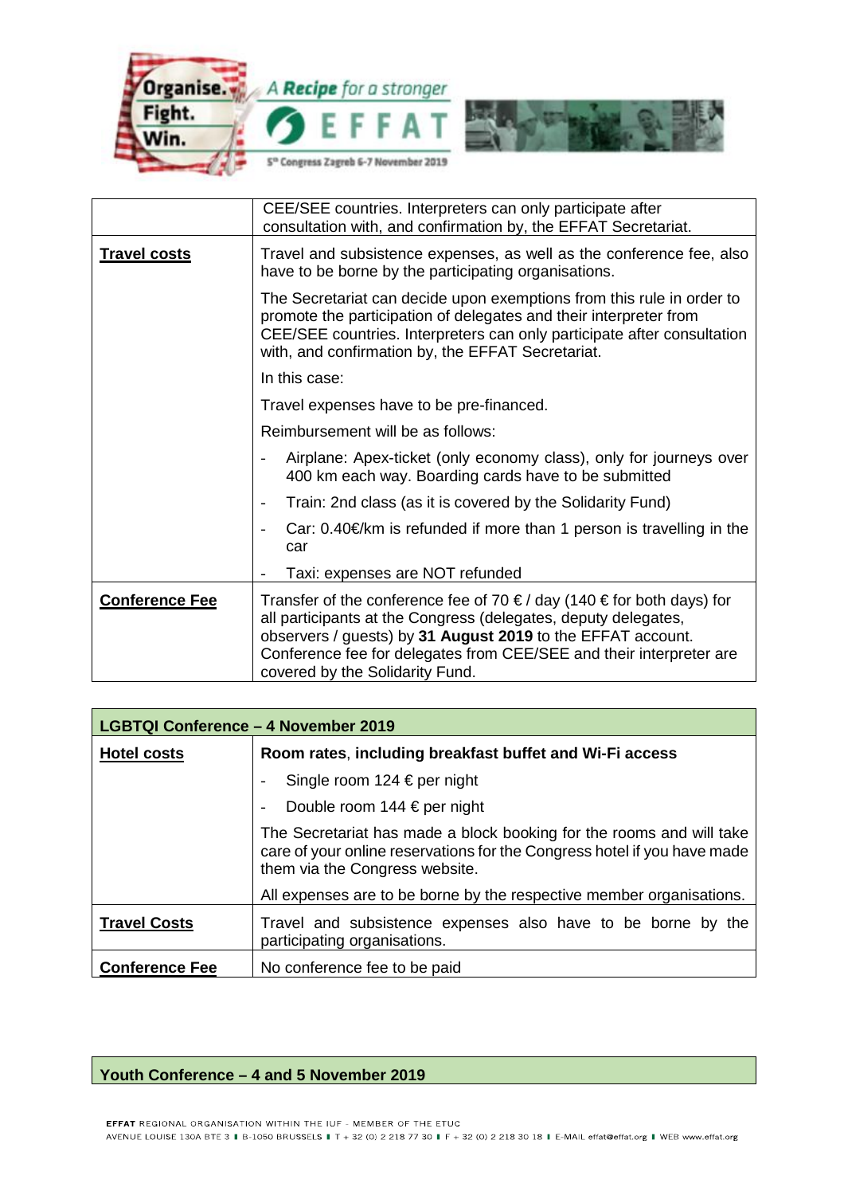| | |
|---|---|
| | CEE/SEE countries. Interpreters can only participate after consultation with, and confirmation by, the EFFAT Secretariat. |
| **Travel costs** | Travel and subsistence expenses, as well as the conference fee, also have to be borne by the participating organisations.<br><br>The Secretariat can decide upon exemptions from this rule in order to promote the participation of delegates and their interpreter from CEE/SEE countries. Interpreters can only participate after consultation with, and confirmation by, the EFFAT Secretariat.<br><br>In this case:<br><br>Travel expenses have to be pre-financed.<br><br>Reimbursement will be as follows:<br><br>- Airplane: Apex-ticket (only economy class), only for journeys over 400 km each way. Boarding cards have to be submitted<br>- Train: 2nd class (as it is covered by the Solidarity Fund)<br>- Car: 0.40€/km is refunded if more than 1 person is travelling in the car<br>- Taxi: expenses are NOT refunded |
| **Conference Fee** | Transfer of the conference fee of 70 € / day (140 € for both days) for all participants at the Congress (delegates, deputy delegates, observers / guests) by **31 August 2019** to the EFFAT account. Conference fee for delegates from CEE/SEE and their interpreter are covered by the Solidarity Fund. |

| **LGBTQI Conference – 4 November 2019** | |
|---|---|
| **Hotel costs** | **Room rates, including breakfast buffet and Wi-Fi access**<br><br>- Single room 124 € per night<br>- Double room 144 € per night<br><br>The Secretariat has made a block booking for the rooms and will take care of your online reservations for the Congress hotel if you have made them via the Congress website.<br><br>All expenses are to be borne by the respective member organisations. |
| **Travel Costs** | Travel and subsistence expenses also have to be borne by the participating organisations. |
| **Conference Fee** | No conference fee to be paid |

| **Youth Conference – 4 and 5 November 2019** |
|---|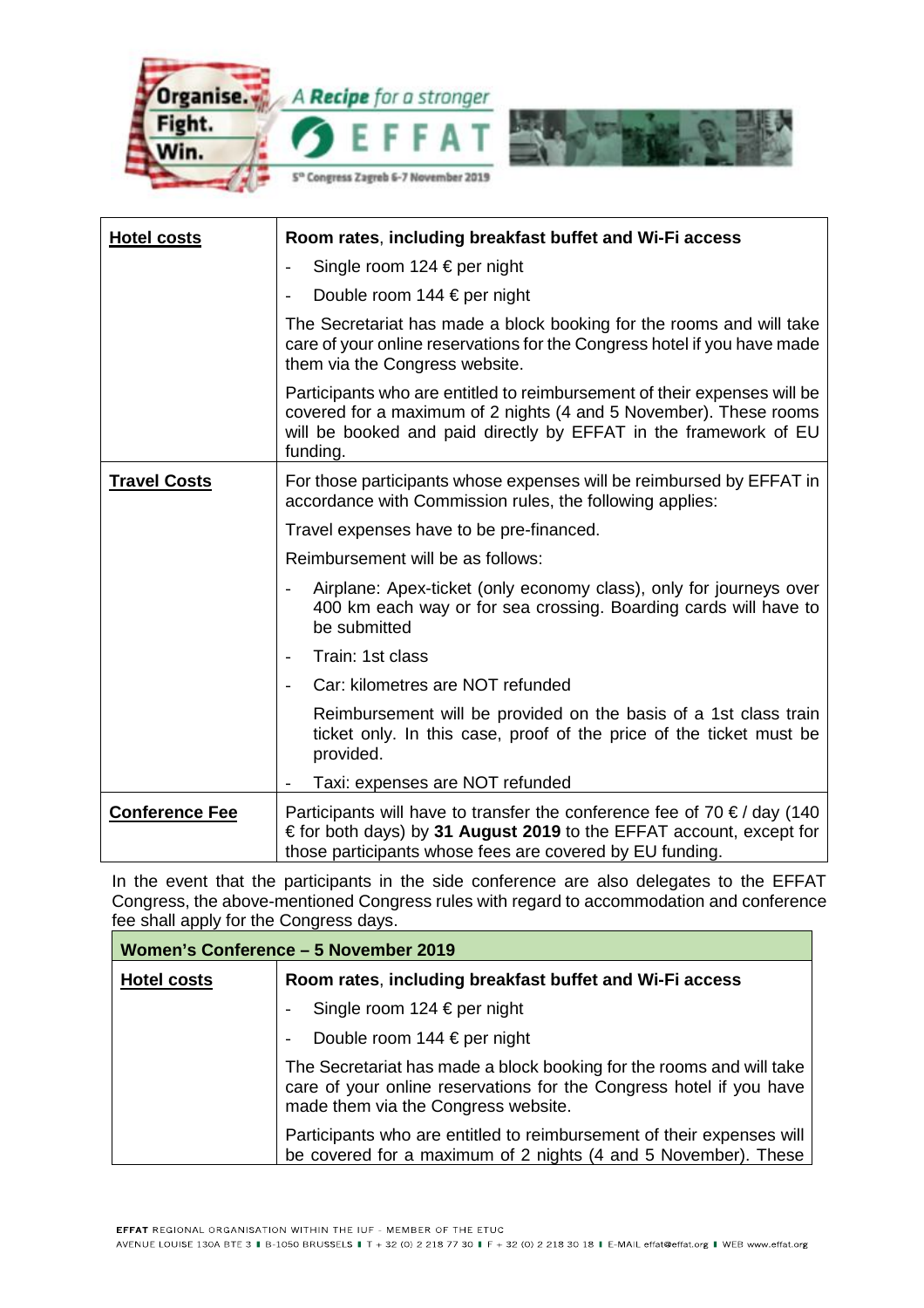| | |
|---|---|
| **Hotel costs** | **Room rates, including breakfast buffet and Wi-Fi access**<br>- Single room 124 € per night<br>- Double room 144 € per night<br>The Secretariat has made a block booking for the rooms and will take care of your online reservations for the Congress hotel if you have made them via the Congress website.<br>Participants who are entitled to reimbursement of their expenses will be covered for a maximum of 2 nights (4 and 5 November). These rooms will be booked and paid directly by EFFAT in the framework of EU funding. |
| **Travel Costs** | For those participants whose expenses will be reimbursed by EFFAT in accordance with Commission rules, the following applies:<br>Travel expenses have to be pre-financed.<br>Reimbursement will be as follows:<br>- Airplane: Apex-ticket (only economy class), only for journeys over 400 km each way or for sea crossing. Boarding cards will have to be submitted<br>- Train: 1st class<br>- Car: kilometres are NOT refunded<br>Reimbursement will be provided on the basis of a 1st class train ticket only. In this case, proof of the price of the ticket must be provided.<br>- Taxi: expenses are NOT refunded |
| **Conference Fee** | Participants will have to transfer the conference fee of 70 € / day (140 € for both days) by **31 August 2019** to the EFFAT account, except for those participants whose fees are covered by EU funding. |

In the event that the participants in the side conference are also delegates to the EFFAT Congress, the above-mentioned Congress rules with regard to accommodation and conference fee shall apply for the Congress days.

| **Women's Conference – 5 November 2019** | |
|---|---|
| **Hotel costs** | **Room rates, including breakfast buffet and Wi-Fi access**<br>- Single room 124 € per night<br>- Double room 144 € per night<br>The Secretariat has made a block booking for the rooms and will take care of your online reservations for the Congress hotel if you have made them via the Congress website.<br>Participants who are entitled to reimbursement of their expenses will be covered for a maximum of 2 nights (4 and 5 November). These |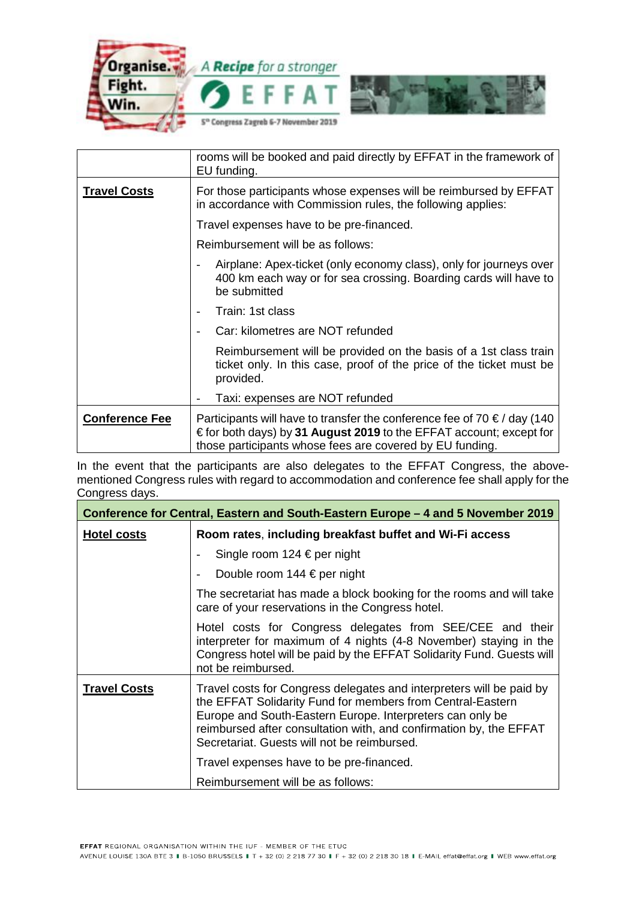| | |
|---|---|
| | rooms will be booked and paid directly by EFFAT in the framework of EU funding. |
| **Travel Costs** | For those participants whose expenses will be reimbursed by EFFAT in accordance with Commission rules, the following applies: |
| | Travel expenses have to be pre-financed. |
| | Reimbursement will be as follows: |
| | - Airplane: Apex-ticket (only economy class), only for journeys over 400 km each way or for sea crossing. Boarding cards will have to be submitted |
| | - Train: 1st class |
| | - Car: kilometres are NOT refunded |
| | Reimbursement will be provided on the basis of a 1st class train ticket only. In this case, proof of the price of the ticket must be provided. |
| | - Taxi: expenses are NOT refunded |
| **Conference Fee** | Participants will have to transfer the conference fee of 70 € / day (140 € for both days) by **31 August 2019** to the EFFAT account; except for those participants whose fees are covered by EU funding. |

In the event that the participants are also delegates to the EFFAT Congress, the above-mentioned Congress rules with regard to accommodation and conference fee shall apply for the Congress days.

| **Conference for Central, Eastern and South-Eastern Europe – 4 and 5 November 2019** | |
|---|---|
| **Hotel costs** | **Room rates, including breakfast buffet and Wi-Fi access** |
| | - Single room 124 € per night |
| | - Double room 144 € per night |
| | The secretariat has made a block booking for the rooms and will take care of your reservations in the Congress hotel. |
| | Hotel costs for Congress delegates from SEE/CEE and their interpreter for maximum of 4 nights (4-8 November) staying in the Congress hotel will be paid by the EFFAT Solidarity Fund. Guests will not be reimbursed. |
| **Travel Costs** | Travel costs for Congress delegates and interpreters will be paid by the EFFAT Solidarity Fund for members from Central-Eastern Europe and South-Eastern Europe. Interpreters can only be reimbursed after consultation with, and confirmation by, the EFFAT Secretariat. Guests will not be reimbursed. |
| | Travel expenses have to be pre-financed. |
| | Reimbursement will be as follows: |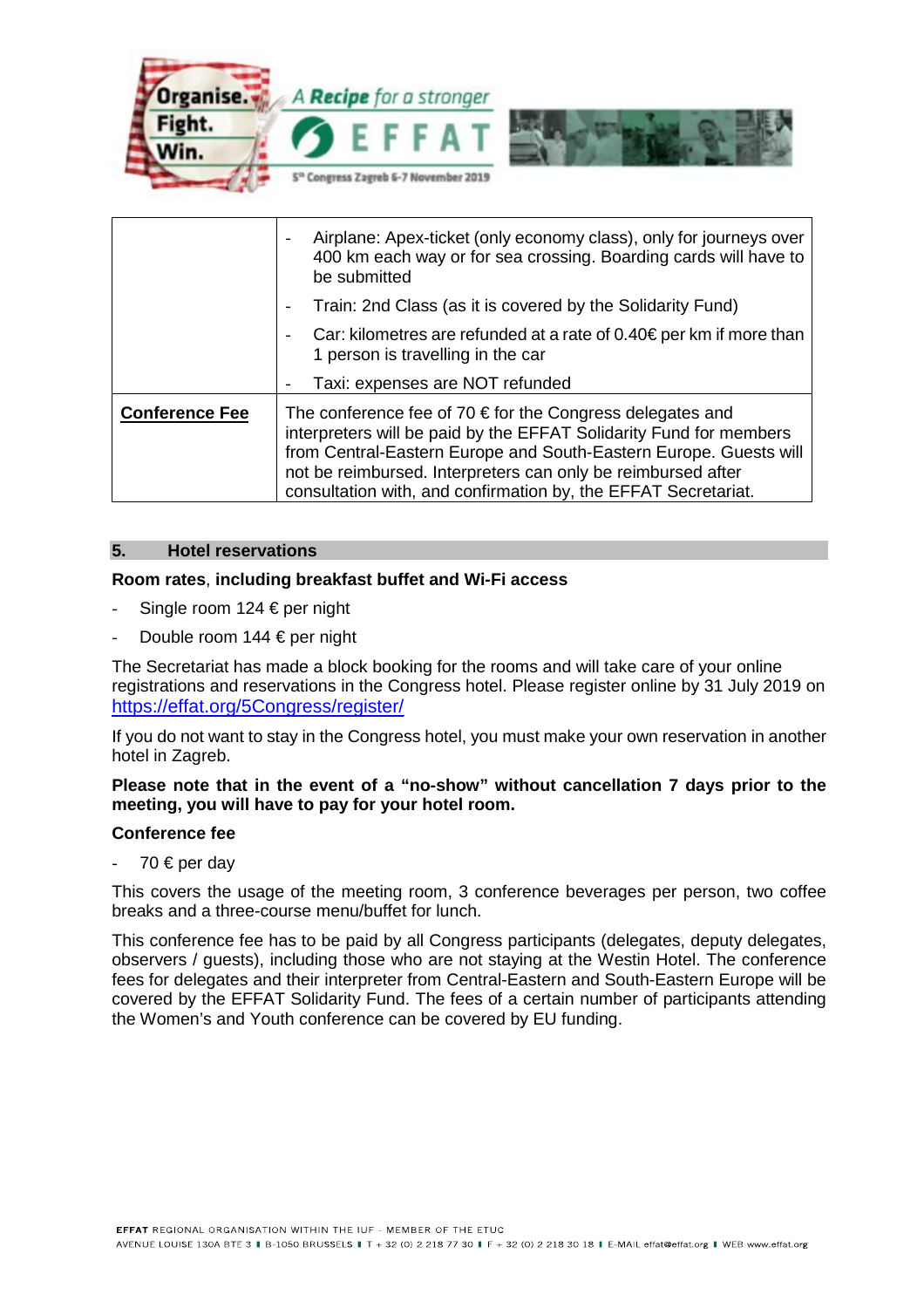| | |
|---|---|
| | - Airplane: Apex-ticket (only economy class), only for journeys over 400 km each way or for sea crossing. Boarding cards will have to be submitted<br>- Train: 2nd Class (as it is covered by the Solidarity Fund)<br>- Car: kilometres are refunded at a rate of 0.40€ per km if more than 1 person is travelling in the car<br>- Taxi: expenses are NOT refunded |
| **Conference Fee** | The conference fee of 70 € for the Congress delegates and interpreters will be paid by the EFFAT Solidarity Fund for members from Central-Eastern Europe and South-Eastern Europe. Guests will not be reimbursed. Interpreters can only be reimbursed after consultation with, and confirmation by, the EFFAT Secretariat. |

## 5. Hotel reservations

**Room rates**, **including breakfast buffet and Wi-Fi access**

- Single room 124 € per night
- Double room 144 € per night

The Secretariat has made a block booking for the rooms and will take care of your online registrations and reservations in the Congress hotel. Please register online by 31 July 2019 on https://effat.org/5Congress/register/

If you do not want to stay in the Congress hotel, you must make your own reservation in another hotel in Zagreb.

**Please note that in the event of a "no-show" without cancellation 7 days prior to the meeting, you will have to pay for your hotel room.**

**Conference fee**

- 70 € per day

This covers the usage of the meeting room, 3 conference beverages per person, two coffee breaks and a three-course menu/buffet for lunch.

This conference fee has to be paid by all Congress participants (delegates, deputy delegates, observers / guests), including those who are not staying at the Westin Hotel. The conference fees for delegates and their interpreter from Central-Eastern and South-Eastern Europe will be covered by the EFFAT Solidarity Fund. The fees of a certain number of participants attending the Women's and Youth conference can be covered by EU funding.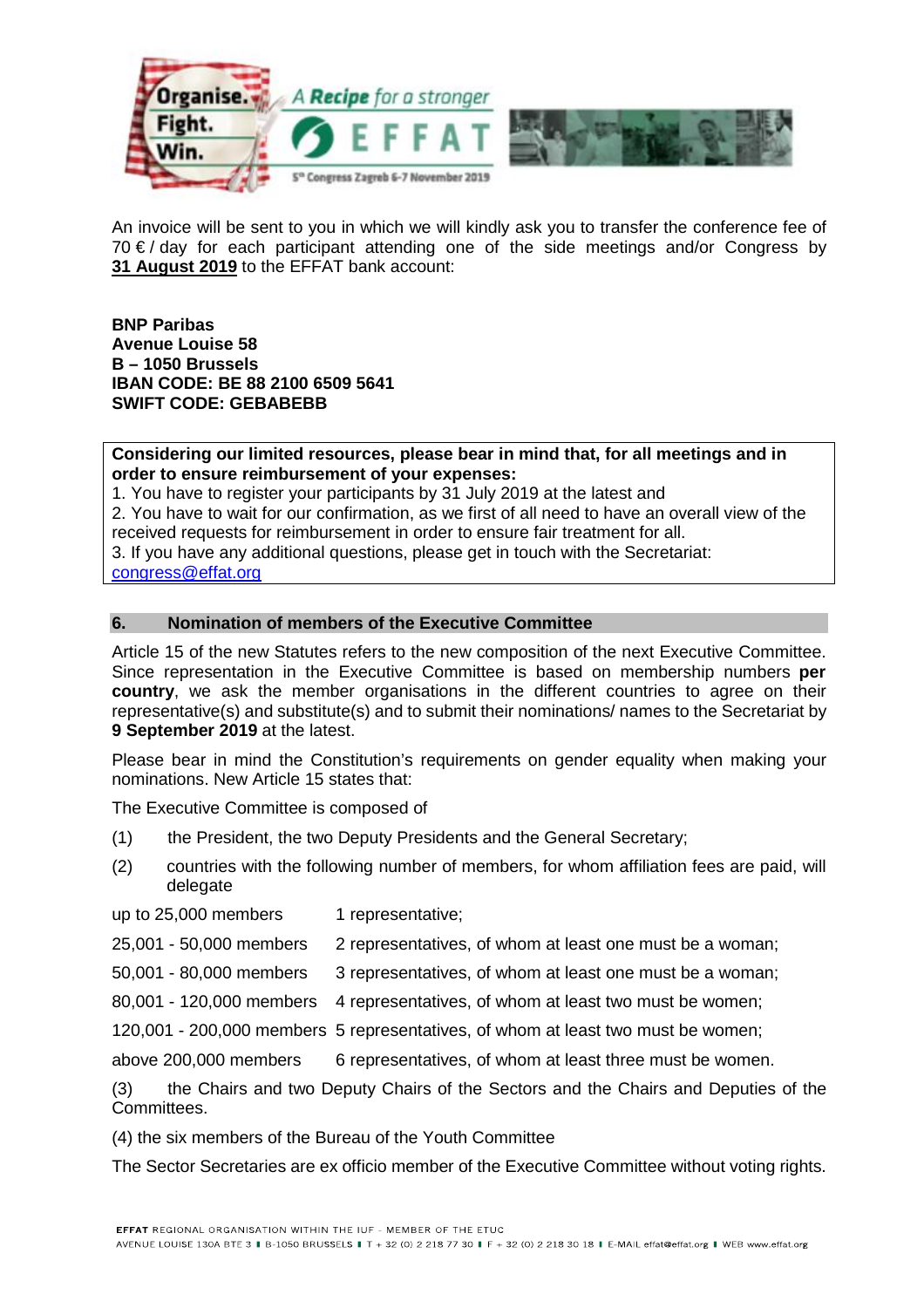An invoice will be sent to you in which we will kindly ask you to transfer the conference fee of 70 € / day for each participant attending one of the side meetings and/or Congress by **31 August 2019** to the EFFAT bank account:

**BNP Paribas**
**Avenue Louise 58**
**B – 1050 Brussels**
**IBAN CODE: BE 88 2100 6509 5641**
**SWIFT CODE: GEBABEBB**

> **Considering our limited resources, please bear in mind that, for all meetings and in order to ensure reimbursement of your expenses:**
> 1. You have to register your participants by 31 July 2019 at the latest and
> 2. You have to wait for our confirmation, as we first of all need to have an overall view of the received requests for reimbursement in order to ensure fair treatment for all.
> 3. If you have any additional questions, please get in touch with the Secretariat: congress@effat.org

## 6. Nomination of members of the Executive Committee

Article 15 of the new Statutes refers to the new composition of the next Executive Committee. Since representation in the Executive Committee is based on membership numbers **per country**, we ask the member organisations in the different countries to agree on their representative(s) and substitute(s) and to submit their nominations/ names to the Secretariat by **9 September 2019** at the latest.

Please bear in mind the Constitution's requirements on gender equality when making your nominations. New Article 15 states that:

The Executive Committee is composed of

(1) the President, the two Deputy Presidents and the General Secretary;

(2) countries with the following number of members, for whom affiliation fees are paid, will delegate

| | |
|---|---|
| up to 25,000 members | 1 representative; |
| 25,001 - 50,000 members | 2 representatives, of whom at least one must be a woman; |
| 50,001 - 80,000 members | 3 representatives, of whom at least one must be a woman; |
| 80,001 - 120,000 members | 4 representatives, of whom at least two must be women; |
| 120,001 - 200,000 members | 5 representatives, of whom at least two must be women; |
| above 200,000 members | 6 representatives, of whom at least three must be women. |

(3) the Chairs and two Deputy Chairs of the Sectors and the Chairs and Deputies of the Committees.

(4) the six members of the Bureau of the Youth Committee

The Sector Secretaries are ex officio member of the Executive Committee without voting rights.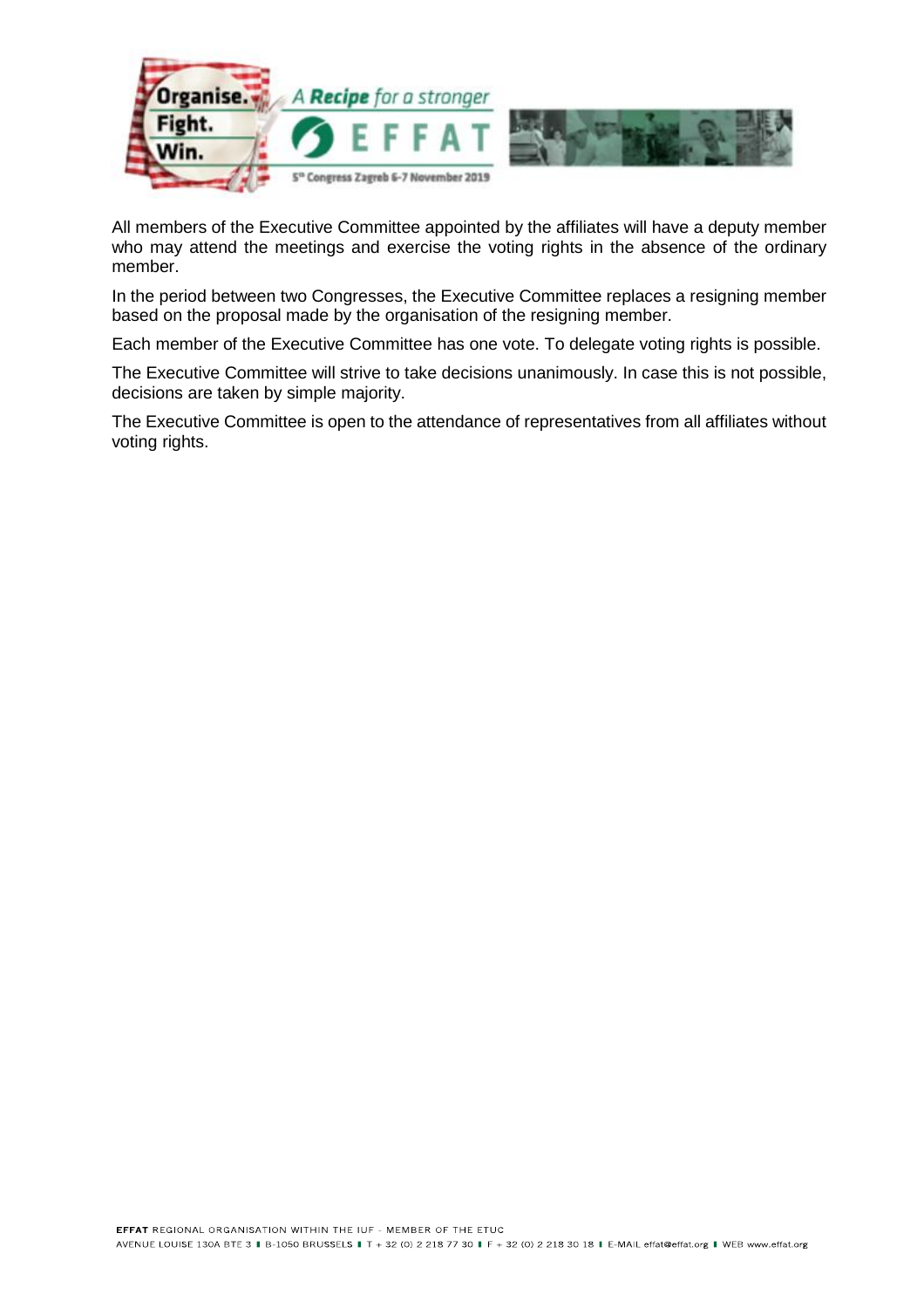All members of the Executive Committee appointed by the affiliates will have a deputy member who may attend the meetings and exercise the voting rights in the absence of the ordinary member.

In the period between two Congresses, the Executive Committee replaces a resigning member based on the proposal made by the organisation of the resigning member.

Each member of the Executive Committee has one vote. To delegate voting rights is possible.

The Executive Committee will strive to take decisions unanimously. In case this is not possible, decisions are taken by simple majority.

The Executive Committee is open to the attendance of representatives from all affiliates without voting rights.